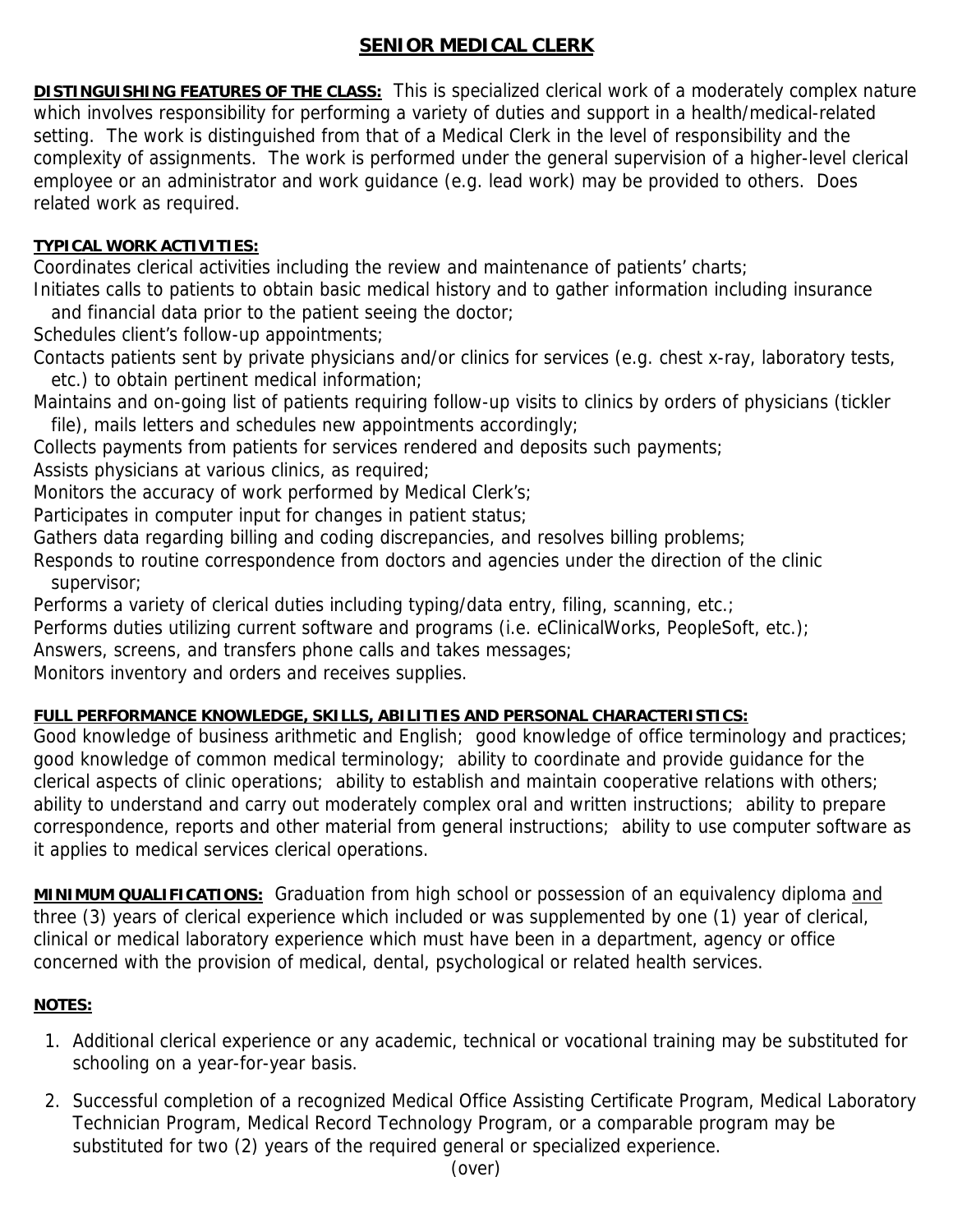# SENIOR MEDICAL CLERK

**DISTINGUISHING FEATURES OF THE CLASS:** This is specialized clerical work of a moderately complex nature which involves responsibility for performing a variety of duties and support in a health/medical-related setting. The work is distinguished from that of a Medical Clerk in the level of responsibility and the complexity of assignments. The work is performed under the general supervision of a higher-level clerical employee or an administrator and work guidance (e.g. lead work) may be provided to others. Does related work as required.

**TYPICAL WORK ACTIVITIES:**

Coordinates clerical activities including the review and maintenance of patients' charts;
Initiates calls to patients to obtain basic medical history and to gather information including insurance and financial data prior to the patient seeing the doctor;
Schedules client's follow-up appointments;
Contacts patients sent by private physicians and/or clinics for services (e.g. chest x-ray, laboratory tests, etc.) to obtain pertinent medical information;
Maintains and on-going list of patients requiring follow-up visits to clinics by orders of physicians (tickler file), mails letters and schedules new appointments accordingly;
Collects payments from patients for services rendered and deposits such payments;
Assists physicians at various clinics, as required;
Monitors the accuracy of work performed by Medical Clerk's;
Participates in computer input for changes in patient status;
Gathers data regarding billing and coding discrepancies, and resolves billing problems;
Responds to routine correspondence from doctors and agencies under the direction of the clinic supervisor;
Performs a variety of clerical duties including typing/data entry, filing, scanning, etc.;
Performs duties utilizing current software and programs (i.e. eClinicalWorks, PeopleSoft, etc.);
Answers, screens, and transfers phone calls and takes messages;
Monitors inventory and orders and receives supplies.

**FULL PERFORMANCE KNOWLEDGE, SKILLS, ABILITIES AND PERSONAL CHARACTERISTICS:**

Good knowledge of business arithmetic and English; good knowledge of office terminology and practices; good knowledge of common medical terminology; ability to coordinate and provide guidance for the clerical aspects of clinic operations; ability to establish and maintain cooperative relations with others; ability to understand and carry out moderately complex oral and written instructions; ability to prepare correspondence, reports and other material from general instructions; ability to use computer software as it applies to medical services clerical operations.

**MINIMUM QUALIFICATIONS:** Graduation from high school or possession of an equivalency diploma and three (3) years of clerical experience which included or was supplemented by one (1) year of clerical, clinical or medical laboratory experience which must have been in a department, agency or office concerned with the provision of medical, dental, psychological or related health services.

**NOTES:**

1. Additional clerical experience or any academic, technical or vocational training may be substituted for schooling on a year-for-year basis.
2. Successful completion of a recognized Medical Office Assisting Certificate Program, Medical Laboratory Technician Program, Medical Record Technology Program, or a comparable program may be substituted for two (2) years of the required general or specialized experience.

(over)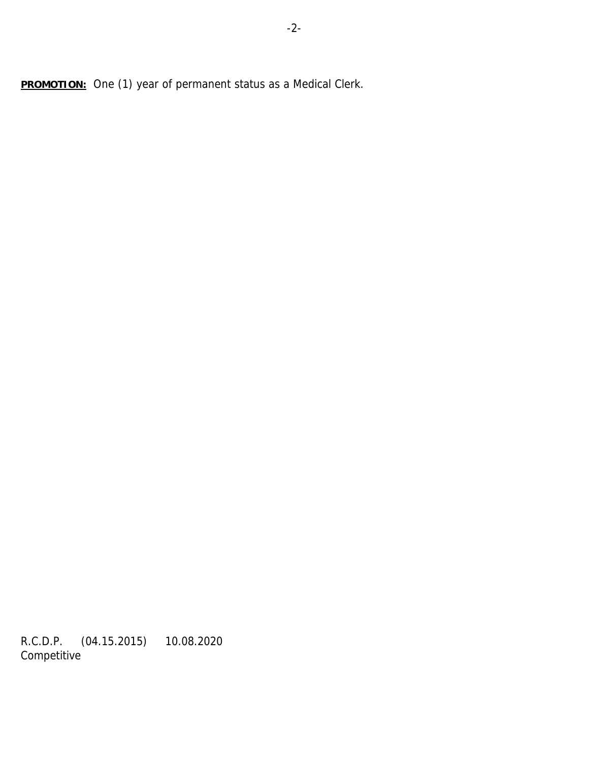**PROMOTION:** One (1) year of permanent status as a Medical Clerk.

R.C.D.P. (04.15.2015) 10.08.2020
Competitive